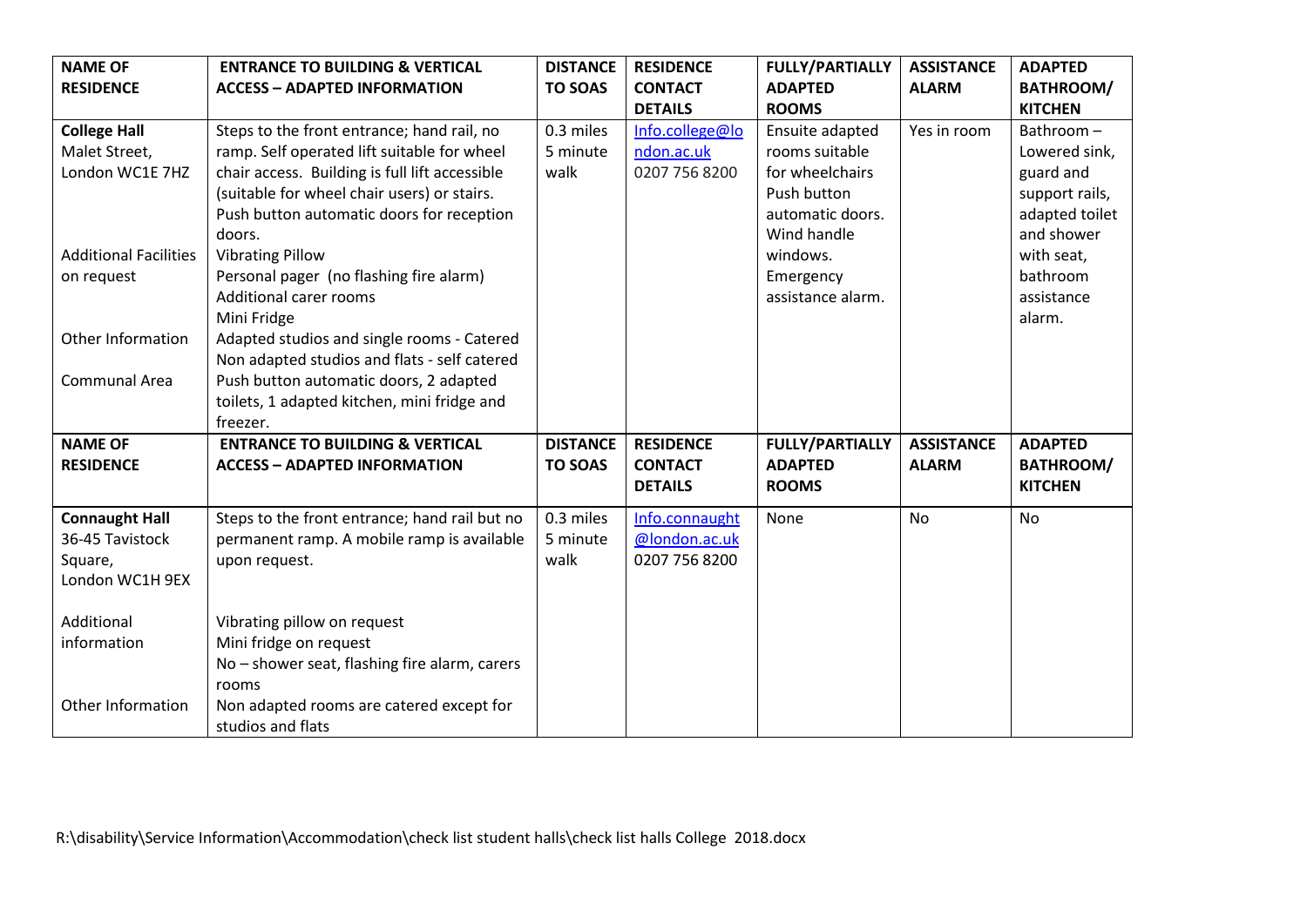| NAME OF RESIDENCE | ENTRANCE TO BUILDING & VERTICAL ACCESS – ADAPTED INFORMATION | DISTANCE TO SOAS | RESIDENCE CONTACT DETAILS | FULLY/PARTIALLY ADAPTED ROOMS | ASSISTANCE ALARM | ADAPTED BATHROOM/ KITCHEN |
|---|---|---|---|---|---|---|
| **College Hall** Malet Street, London WC1E 7HZ | Steps to the front entrance; hand rail, no ramp. Self operated lift suitable for wheel chair access. Building is full lift accessible (suitable for wheel chair users) or stairs. Push button automatic doors for reception doors. | 0.3 miles 5 minute walk | Info.college@london.ac.uk 0207 756 8200 | Ensuite adapted rooms suitable for wheelchairs Push button automatic doors. Wind handle windows. Emergency assistance alarm. | Yes in room | Bathroom – Lowered sink, guard and support rails, adapted toilet and shower with seat, bathroom assistance alarm. |
| Additional Facilities on request | Vibrating Pillow<br>Personal pager (no flashing fire alarm)<br>Additional carer rooms<br>Mini Fridge | | | | | |
| Other Information | Adapted studios and single rooms - Catered<br>Non adapted studios and flats - self catered | | | | | |
| Communal Area | Push button automatic doors, 2 adapted toilets, 1 adapted kitchen, mini fridge and freezer. | | | | | |
| **NAME OF RESIDENCE** | **ENTRANCE TO BUILDING & VERTICAL ACCESS – ADAPTED INFORMATION** | **DISTANCE TO SOAS** | **RESIDENCE CONTACT DETAILS** | **FULLY/PARTIALLY ADAPTED ROOMS** | **ASSISTANCE ALARM** | **ADAPTED BATHROOM/ KITCHEN** |
| **Connaught Hall** 36-45 Tavistock Square, London WC1H 9EX | Steps to the front entrance; hand rail but no permanent ramp. A mobile ramp is available upon request. | 0.3 miles 5 minute walk | Info.connaught@london.ac.uk 0207 756 8200 | None | No | No |
| Additional information | Vibrating pillow on request<br>Mini fridge on request<br>No – shower seat, flashing fire alarm, carers rooms | | | | | |
| Other Information | Non adapted rooms are catered except for studios and flats | | | | | |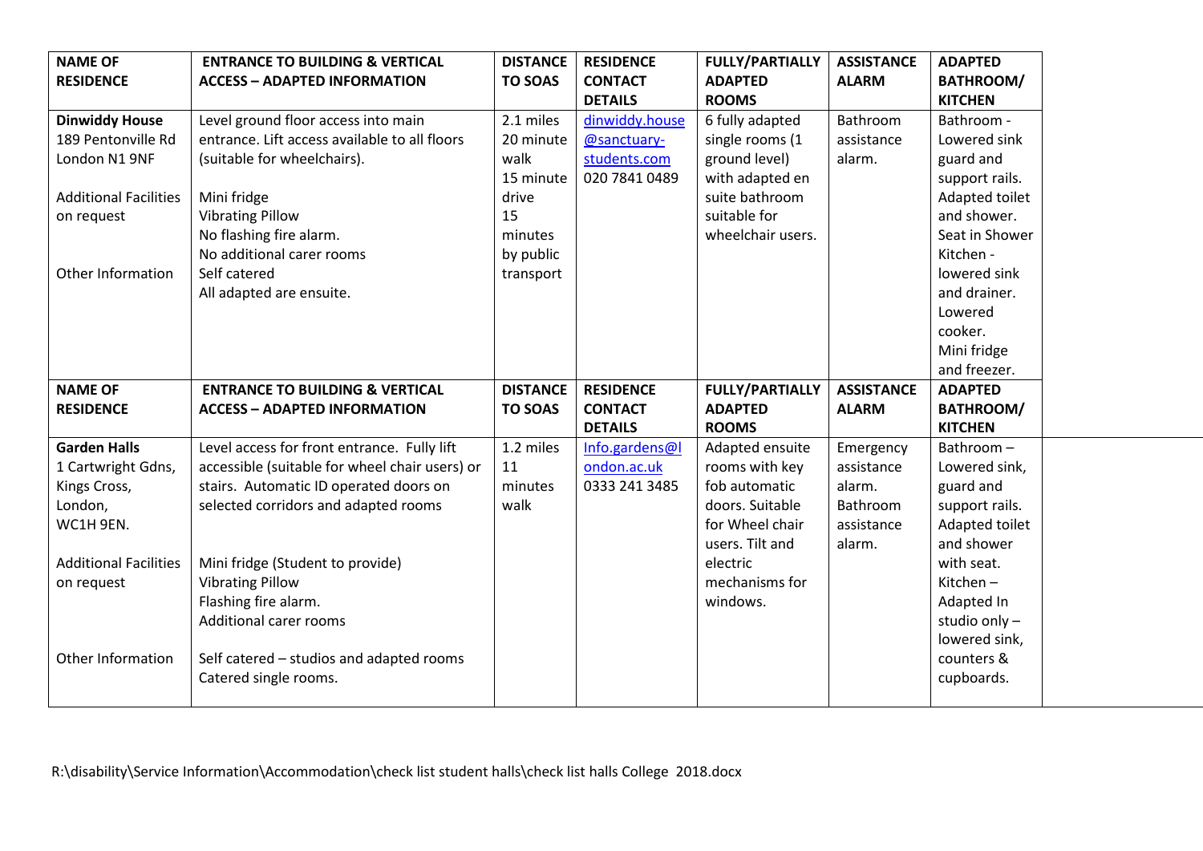| NAME OF RESIDENCE | ENTRANCE TO BUILDING & VERTICAL ACCESS – ADAPTED INFORMATION | DISTANCE TO SOAS | RESIDENCE CONTACT DETAILS | FULLY/PARTIALLY ADAPTED ROOMS | ASSISTANCE ALARM | ADAPTED BATHROOM/ KITCHEN |
|---|---|---|---|---|---|---|
| **Dinwiddy House** 189 Pentonville Rd London N1 9NF<br><br>Additional Facilities on request<br><br><br>Other Information | Level ground floor access into main entrance. Lift access available to all floors (suitable for wheelchairs).<br><br>Mini fridge<br>Vibrating Pillow<br>No flashing fire alarm.<br>No additional carer rooms<br>Self catered<br>All adapted are ensuite. | 2.1 miles 20 minute walk 15 minute drive 15 minutes by public transport | dinwiddy.house@sanctuary-students.com 020 7841 0489 | 6 fully adapted single rooms (1 ground level) with adapted en suite bathroom suitable for wheelchair users. | Bathroom assistance alarm. | Bathroom - Lowered sink guard and support rails. Adapted toilet and shower. Seat in Shower Kitchen - lowered sink and drainer. Lowered cooker. Mini fridge and freezer. |
| **NAME OF RESIDENCE** | **ENTRANCE TO BUILDING & VERTICAL ACCESS – ADAPTED INFORMATION** | **DISTANCE TO SOAS** | **RESIDENCE CONTACT DETAILS** | **FULLY/PARTIALLY ADAPTED ROOMS** | **ASSISTANCE ALARM** | **ADAPTED BATHROOM/ KITCHEN** |
| **Garden Halls** 1 Cartwright Gdns, Kings Cross, London, WC1H 9EN.<br><br>Additional Facilities on request<br><br><br>Other Information | Level access for front entrance. Fully lift accessible (suitable for wheel chair users) or stairs. Automatic ID operated doors on selected corridors and adapted rooms<br><br>Mini fridge (Student to provide)<br>Vibrating Pillow<br>Flashing fire alarm.<br>Additional carer rooms<br><br>Self catered – studios and adapted rooms<br>Catered single rooms. | 1.2 miles 11 minutes walk | Info.gardens@london.ac.uk 0333 241 3485 | Adapted ensuite rooms with key fob automatic doors. Suitable for Wheel chair users. Tilt and electric mechanisms for windows. | Emergency assistance alarm. Bathroom assistance alarm. | Bathroom – Lowered sink, guard and support rails. Adapted toilet and shower with seat. Kitchen – Adapted In studio only – lowered sink, counters & cupboards. |

R:\disability\Service Information\Accommodation\check list student halls\check list halls College 2018.docx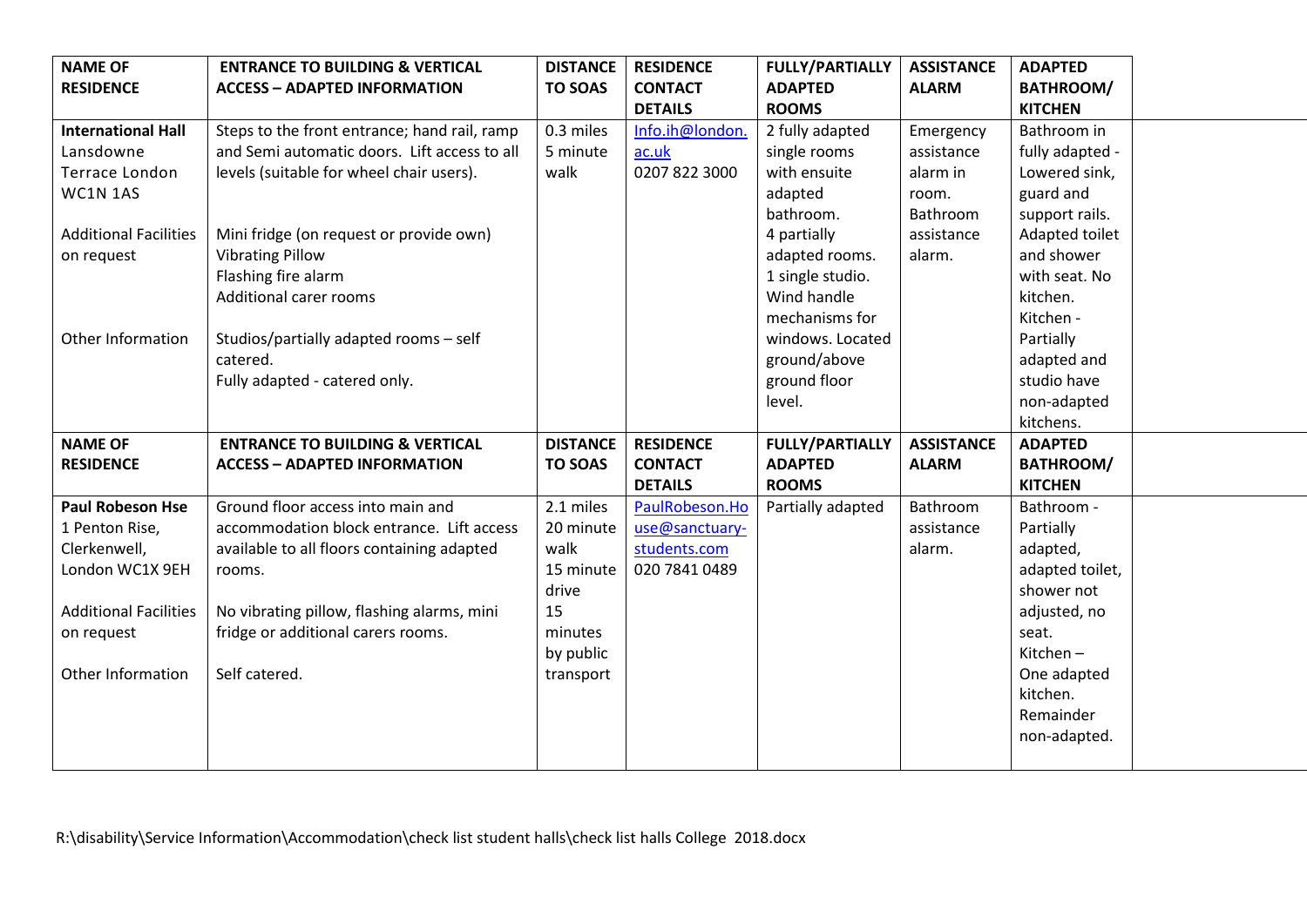| NAME OF RESIDENCE | ENTRANCE TO BUILDING & VERTICAL ACCESS – ADAPTED INFORMATION | DISTANCE TO SOAS | RESIDENCE CONTACT DETAILS | FULLY/PARTIALLY ADAPTED ROOMS | ASSISTANCE ALARM | ADAPTED BATHROOM/ KITCHEN |
|---|---|---|---|---|---|---|
| **International Hall** Lansdowne Terrace London WC1N 1AS | Steps to the front entrance; hand rail, ramp and Semi automatic doors. Lift access to all levels (suitable for wheel chair users). | 0.3 miles 5 minute walk | Info.ih@london.ac.uk 0207 822 3000 | 2 fully adapted single rooms with ensuite adapted bathroom. 4 partially adapted rooms. 1 single studio. Wind handle mechanisms for windows. Located ground/above ground floor level. | Emergency assistance alarm in room. Bathroom assistance alarm. | Bathroom in fully adapted - Lowered sink, guard and support rails. Adapted toilet and shower with seat. No kitchen. Kitchen - Partially adapted and studio have non-adapted kitchens. |
| Additional Facilities on request | Mini fridge (on request or provide own) Vibrating Pillow Flashing fire alarm Additional carer rooms | | | | | |
| Other Information | Studios/partially adapted rooms – self catered. Fully adapted - catered only. | | | | | |
| **NAME OF RESIDENCE** | **ENTRANCE TO BUILDING & VERTICAL ACCESS – ADAPTED INFORMATION** | **DISTANCE TO SOAS** | **RESIDENCE CONTACT DETAILS** | **FULLY/PARTIALLY ADAPTED ROOMS** | **ASSISTANCE ALARM** | **ADAPTED BATHROOM/ KITCHEN** |
| **Paul Robeson Hse** 1 Penton Rise, Clerkenwell, London WC1X 9EH | Ground floor access into main and accommodation block entrance. Lift access available to all floors containing adapted rooms. | 2.1 miles 20 minute walk 15 minute drive 15 minutes by public transport | PaulRobeson.House@sanctuary-students.com 020 7841 0489 | Partially adapted | Bathroom assistance alarm. | Bathroom - Partially adapted, adapted toilet, shower not adjusted, no seat. Kitchen – One adapted kitchen. Remainder non-adapted. |
| Additional Facilities on request | No vibrating pillow, flashing alarms, mini fridge or additional carers rooms. | | | | | |
| Other Information | Self catered. | | | | | |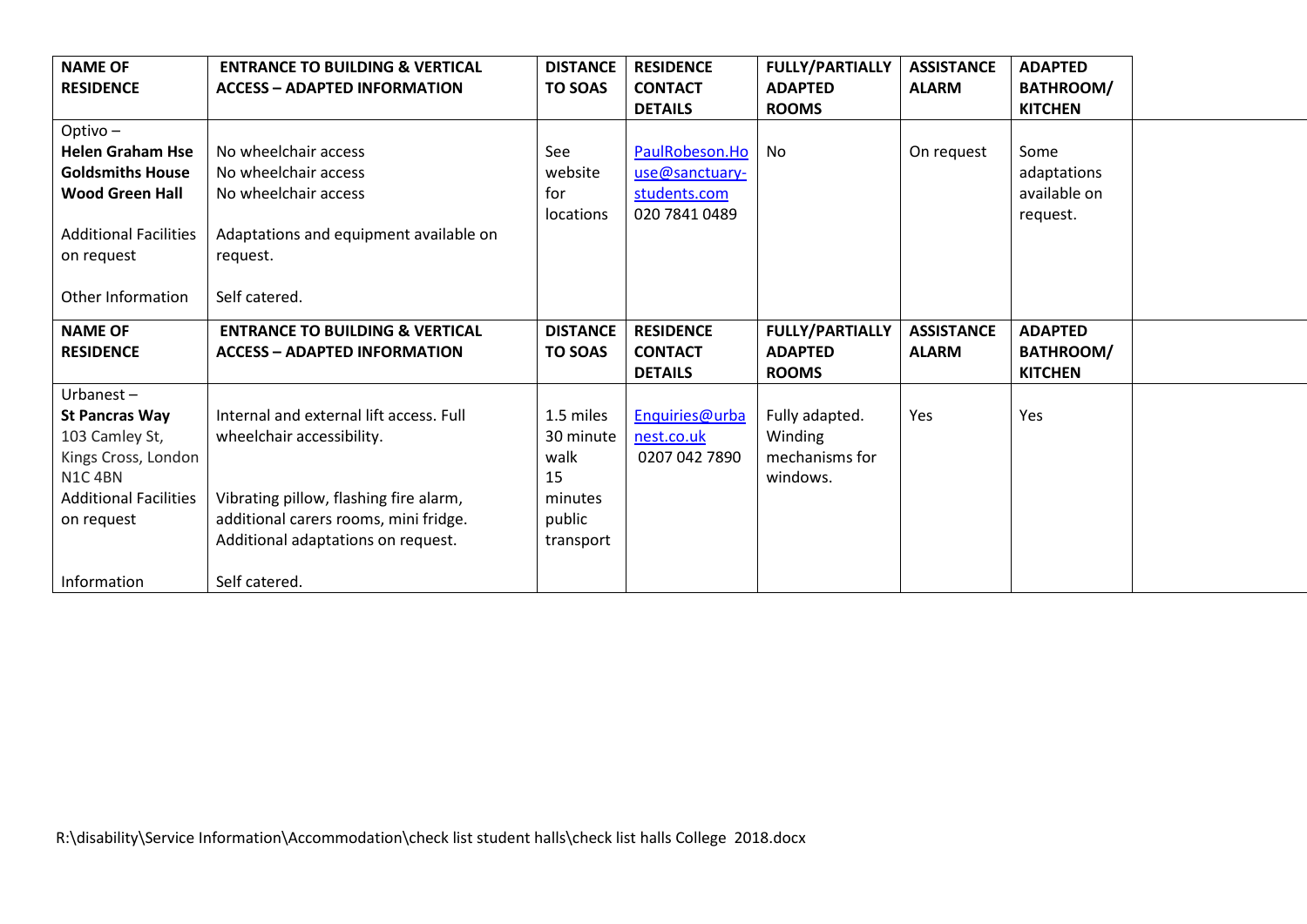| NAME OF RESIDENCE | ENTRANCE TO BUILDING & VERTICAL ACCESS – ADAPTED INFORMATION | DISTANCE TO SOAS | RESIDENCE CONTACT DETAILS | FULLY/PARTIALLY ADAPTED ROOMS | ASSISTANCE ALARM | ADAPTED BATHROOM/ KITCHEN |
|---|---|---|---|---|---|---|
| Optivo – **Helen Graham Hse** **Goldsmiths House** **Wood Green Hall** | No wheelchair access No wheelchair access No wheelchair access | See website for locations | PaulRobeson.House@sanctuary-students.com 020 7841 0489 | No | On request | Some adaptations available on request. |
| Additional Facilities on request | Adaptations and equipment available on request. | | | | | |
| Other Information | Self catered. | | | | | |
| **NAME OF RESIDENCE** | **ENTRANCE TO BUILDING & VERTICAL ACCESS – ADAPTED INFORMATION** | **DISTANCE TO SOAS** | **RESIDENCE CONTACT DETAILS** | **FULLY/PARTIALLY ADAPTED ROOMS** | **ASSISTANCE ALARM** | **ADAPTED BATHROOM/ KITCHEN** |
| Urbanest – **St Pancras Way** 103 Camley St, Kings Cross, London N1C 4BN | Internal and external lift access. Full wheelchair accessibility. | 1.5 miles 30 minute walk 15 minutes public transport | Enquiries@urbanest.co.uk 0207 042 7890 | Fully adapted. Winding mechanisms for windows. | Yes | Yes |
| Additional Facilities on request | Vibrating pillow, flashing fire alarm, additional carers rooms, mini fridge. Additional adaptations on request. | | | | | |
| Information | Self catered. | | | | | |

R:\disability\Service Information\Accommodation\check list student halls\check list halls College 2018.docx